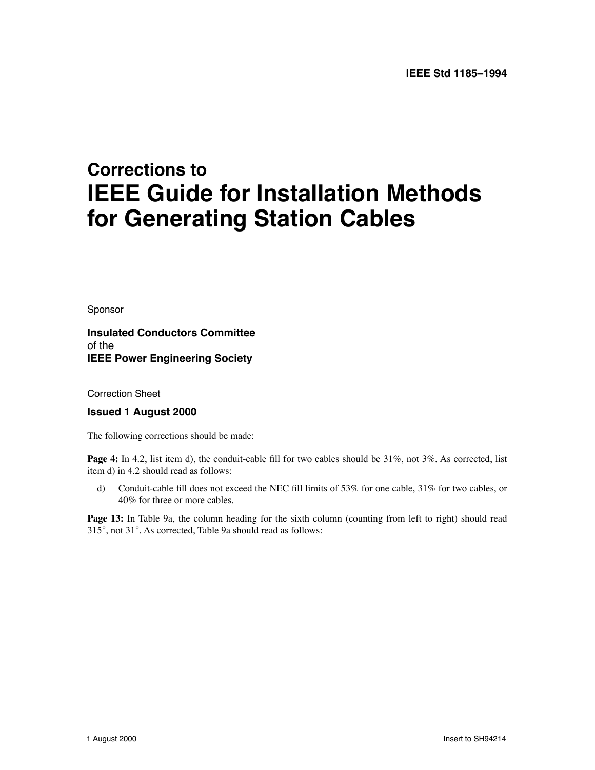IEEE Std 1185–1994

# Corrections to
# IEEE Guide for Installation Methods for Generating Station Cables

Sponsor

**Insulated Conductors Committee**
of the
**IEEE Power Engineering Society**

Correction Sheet

**Issued 1 August 2000**

The following corrections should be made:

**Page 4:** In 4.2, list item d), the conduit-cable fill for two cables should be 31%, not 3%. As corrected, list item d) in 4.2 should read as follows:

d) Conduit-cable fill does not exceed the NEC fill limits of 53% for one cable, 31% for two cables, or 40% for three or more cables.

**Page 13:** In Table 9a, the column heading for the sixth column (counting from left to right) should read 315°, not 31°. As corrected, Table 9a should read as follows:

1 August 2000 Insert to SH94214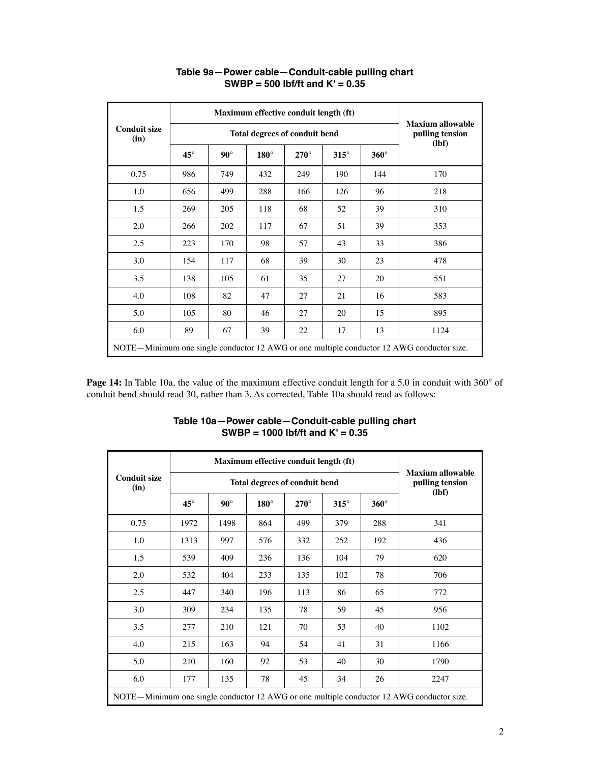**Table 9a—Power cable—Conduit-cable pulling chart**
**SWBP = 500 lbf/ft and K' = 0.35**

| Conduit size (in) | Maximum effective conduit length (ft) | | | | | | Maxium allowable pulling tension (lbf) |
|---|---|---|---|---|---|---|---|
| | Total degrees of conduit bend | | | | | | |
| | 45° | 90° | 180° | 270° | 315° | 360° | |
| 0.75 | 986 | 749 | 432 | 249 | 190 | 144 | 170 |
| 1.0 | 656 | 499 | 288 | 166 | 126 | 96 | 218 |
| 1.5 | 269 | 205 | 118 | 68 | 52 | 39 | 310 |
| 2.0 | 266 | 202 | 117 | 67 | 51 | 39 | 353 |
| 2.5 | 223 | 170 | 98 | 57 | 43 | 33 | 386 |
| 3.0 | 154 | 117 | 68 | 39 | 30 | 23 | 478 |
| 3.5 | 138 | 105 | 61 | 35 | 27 | 20 | 551 |
| 4.0 | 108 | 82 | 47 | 27 | 21 | 16 | 583 |
| 5.0 | 105 | 80 | 46 | 27 | 20 | 15 | 895 |
| 6.0 | 89 | 67 | 39 | 22 | 17 | 13 | 1124 |
| NOTE—Minimum one single conductor 12 AWG or one multiple conductor 12 AWG conductor size. | | | | | | | |

**Page 14:** In Table 10a, the value of the maximum effective conduit length for a 5.0 in conduit with 360° of conduit bend should read 30, rather than 3. As corrected, Table 10a should read as follows:

**Table 10a—Power cable—Conduit-cable pulling chart**
**SWBP = 1000 lbf/ft and K' = 0.35**

| Conduit size (in) | Maximum effective conduit length (ft) | | | | | | Maxium allowable pulling tension (lbf) |
|---|---|---|---|---|---|---|---|
| | Total degrees of conduit bend | | | | | | |
| | 45° | 90° | 180° | 270° | 315° | 360° | |
| 0.75 | 1972 | 1498 | 864 | 499 | 379 | 288 | 341 |
| 1.0 | 1313 | 997 | 576 | 332 | 252 | 192 | 436 |
| 1.5 | 539 | 409 | 236 | 136 | 104 | 79 | 620 |
| 2.0 | 532 | 404 | 233 | 135 | 102 | 78 | 706 |
| 2.5 | 447 | 340 | 196 | 113 | 86 | 65 | 772 |
| 3.0 | 309 | 234 | 135 | 78 | 59 | 45 | 956 |
| 3.5 | 277 | 210 | 121 | 70 | 53 | 40 | 1102 |
| 4.0 | 215 | 163 | 94 | 54 | 41 | 31 | 1166 |
| 5.0 | 210 | 160 | 92 | 53 | 40 | 30 | 1790 |
| 6.0 | 177 | 135 | 78 | 45 | 34 | 26 | 2247 |
| NOTE—Minimum one single conductor 12 AWG or one multiple conductor 12 AWG conductor size. | | | | | | | |